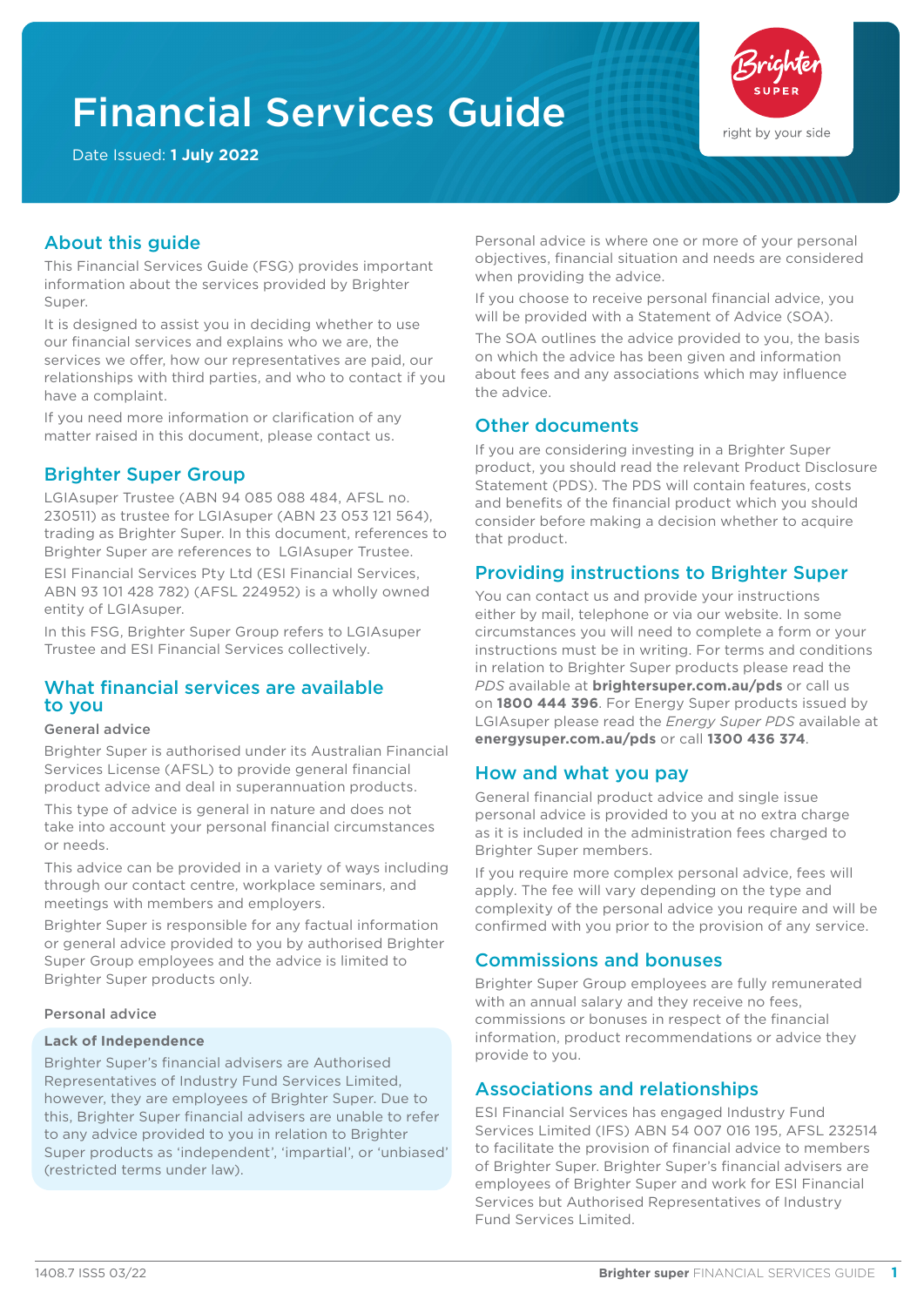# Financial Services Guide

Date Issued: **1 July 2022**

## About this guide

This Financial Services Guide (FSG) provides important information about the services provided by Brighter Super.

It is designed to assist you in deciding whether to use our financial services and explains who we are, the services we offer, how our representatives are paid, our relationships with third parties, and who to contact if you have a complaint.

If you need more information or clarification of any matter raised in this document, please contact us.

## Brighter Super Group

LGIAsuper Trustee (ABN 94 085 088 484, AFSL no. 230511) as trustee for LGIAsuper (ABN 23 053 121 564), trading as Brighter Super. In this document, references to Brighter Super are references to LGIAsuper Trustee.

ESI Financial Services Pty Ltd (ESI Financial Services, ABN 93 101 428 782) (AFSL 224952) is a wholly owned entity of LGIAsuper.

In this FSG, Brighter Super Group refers to LGIAsuper Trustee and ESI Financial Services collectively.

## What financial services are available to you

### General advice

Brighter Super is authorised under its Australian Financial Services License (AFSL) to provide general financial product advice and deal in superannuation products.

This type of advice is general in nature and does not take into account your personal financial circumstances or needs.

This advice can be provided in a variety of ways including through our contact centre, workplace seminars, and meetings with members and employers.

Brighter Super is responsible for any factual information or general advice provided to you by authorised Brighter Super Group employees and the advice is limited to Brighter Super products only.

### Personal advice

**Lack of Independence**

Brighter Super's financial advisers are Authorised Representatives of Industry Fund Services Limited, however, they are employees of Brighter Super. Due to this, Brighter Super financial advisers are unable to refer to any advice provided to you in relation to Brighter Super products as 'independent', 'impartial', or 'unbiased' (restricted terms under law).

Personal advice is where one or more of your personal objectives, financial situation and needs are considered when providing the advice.

If you choose to receive personal financial advice, you will be provided with a Statement of Advice (SOA).

The SOA outlines the advice provided to you, the basis on which the advice has been given and information about fees and any associations which may influence the advice.

## Other documents

If you are considering investing in a Brighter Super product, you should read the relevant Product Disclosure Statement (PDS). The PDS will contain features, costs and benefits of the financial product which you should consider before making a decision whether to acquire that product.

## Providing instructions to Brighter Super

You can contact us and provide your instructions either by mail, telephone or via our website. In some circumstances you will need to complete a form or your instructions must be in writing. For terms and conditions in relation to Brighter Super products please read the *PDS* available at **brightersuper.com.au/pds** or call us on **1800 444 396**. For Energy Super products issued by LGIAsuper please read the *Energy Super PDS* available at **energysuper.com.au/pds** or call **1300 436 374**.

## How and what you pay

General financial product advice and single issue personal advice is provided to you at no extra charge as it is included in the administration fees charged to Brighter Super members.

If you require more complex personal advice, fees will apply. The fee will vary depending on the type and complexity of the personal advice you require and will be confirmed with you prior to the provision of any service.

## Commissions and bonuses

Brighter Super Group employees are fully remunerated with an annual salary and they receive no fees, commissions or bonuses in respect of the financial information, product recommendations or advice they provide to you.

## Associations and relationships

ESI Financial Services has engaged Industry Fund Services Limited (IFS) ABN 54 007 016 195, AFSL 232514 to facilitate the provision of financial advice to members of Brighter Super. Brighter Super's financial advisers are employees of Brighter Super and work for ESI Financial Services but Authorised Representatives of Industry Fund Services Limited.

1408.7 ISS5 03/22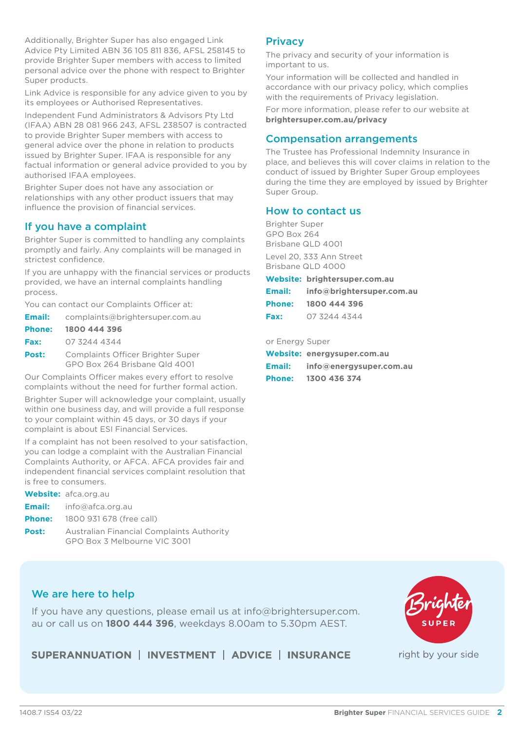Additionally, Brighter Super has also engaged Link Advice Pty Limited ABN 36 105 811 836, AFSL 258145 to provide Brighter Super members with access to limited personal advice over the phone with respect to Brighter Super products.

Link Advice is responsible for any advice given to you by its employees or Authorised Representatives.

Independent Fund Administrators & Advisors Pty Ltd (IFAA) ABN 28 081 966 243, AFSL 238507 is contracted to provide Brighter Super members with access to general advice over the phone in relation to products issued by Brighter Super. IFAA is responsible for any factual information or general advice provided to you by authorised IFAA employees.

Brighter Super does not have any association or relationships with any other product issuers that may influence the provision of financial services.

## If you have a complaint

Brighter Super is committed to handling any complaints promptly and fairly. Any complaints will be managed in strictest confidence.

If you are unhappy with the financial services or products provided, we have an internal complaints handling process.

You can contact our Complaints Officer at:

**Email:** complaints@brightersuper.com.au
**Phone:** **1800 444 396**
**Fax:** 07 3244 4344
**Post:** Complaints Officer Brighter Super GPO Box 264 Brisbane Qld 4001

Our Complaints Officer makes every effort to resolve complaints without the need for further formal action.

Brighter Super will acknowledge your complaint, usually within one business day, and will provide a full response to your complaint within 45 days, or 30 days if your complaint is about ESI Financial Services.

If a complaint has not been resolved to your satisfaction, you can lodge a complaint with the Australian Financial Complaints Authority, or AFCA. AFCA provides fair and independent financial services complaint resolution that is free to consumers.

**Website:** afca.org.au
**Email:** info@afca.org.au
**Phone:** 1800 931 678 (free call)
**Post:** Australian Financial Complaints Authority GPO Box 3 Melbourne VIC 3001

## Privacy

The privacy and security of your information is important to us.

Your information will be collected and handled in accordance with our privacy policy, which complies with the requirements of Privacy legislation.

For more information, please refer to our website at **brightersuper.com.au/privacy**

## Compensation arrangements

The Trustee has Professional Indemnity Insurance in place, and believes this will cover claims in relation to the conduct of issued by Brighter Super Group employees during the time they are employed by issued by Brighter Super Group.

## How to contact us

Brighter Super
GPO Box 264
Brisbane QLD 4001

Level 20, 333 Ann Street
Brisbane QLD 4000

**Website:** **brightersuper.com.au**
**Email:** **info@brightersuper.com.au**
**Phone:** **1800 444 396**
**Fax:** 07 3244 4344

or Energy Super

**Website:** **energysuper.com.au**
**Email:** **info@energysuper.com.au**
**Phone:** **1300 436 374**

## We are here to help

If you have any questions, please email us at info@brightersuper.com.au or call us on **1800 444 396**, weekdays 8.00am to 5.30pm AEST.

**SUPERANNUATION | INVESTMENT | ADVICE | INSURANCE**

Brighter SUPER right by your side

1408.7 ISS4 03/22